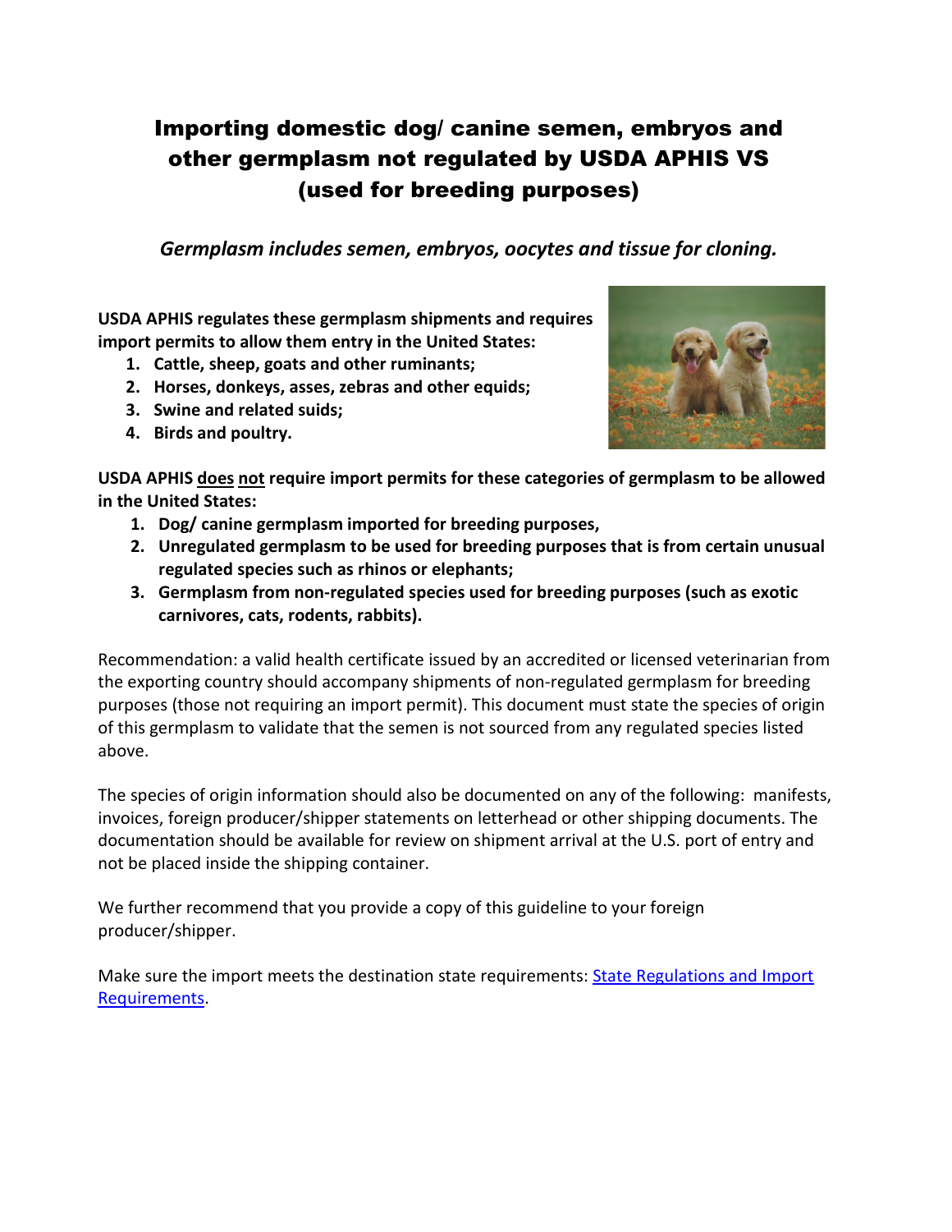# Importing domestic dog/ canine semen, embryos and other germplasm not regulated by USDA APHIS VS (used for breeding purposes)

*Germplasm includes semen, embryos, oocytes and tissue for cloning.*

**USDA APHIS regulates these germplasm shipments and requires import permits to allow them entry in the United States:**

1. **Cattle, sheep, goats and other ruminants;**
2. **Horses, donkeys, asses, zebras and other equids;**
3. **Swine and related suids;**
4. **Birds and poultry.**

**USDA APHIS <u>does</u> <u>not</u> require import permits for these categories of germplasm to be allowed in the United States:**

1. **Dog/ canine germplasm imported for breeding purposes,**
2. **Unregulated germplasm to be used for breeding purposes that is from certain unusual regulated species such as rhinos or elephants;**
3. **Germplasm from non-regulated species used for breeding purposes (such as exotic carnivores, cats, rodents, rabbits).**

Recommendation: a valid health certificate issued by an accredited or licensed veterinarian from the exporting country should accompany shipments of non-regulated germplasm for breeding purposes (those not requiring an import permit). This document must state the species of origin of this germplasm to validate that the semen is not sourced from any regulated species listed above.

The species of origin information should also be documented on any of the following: manifests, invoices, foreign producer/shipper statements on letterhead or other shipping documents. The documentation should be available for review on shipment arrival at the U.S. port of entry and not be placed inside the shipping container.

We further recommend that you provide a copy of this guideline to your foreign producer/shipper.

Make sure the import meets the destination state requirements: [State Regulations and Import Requirements](State Regulations and Import Requirements).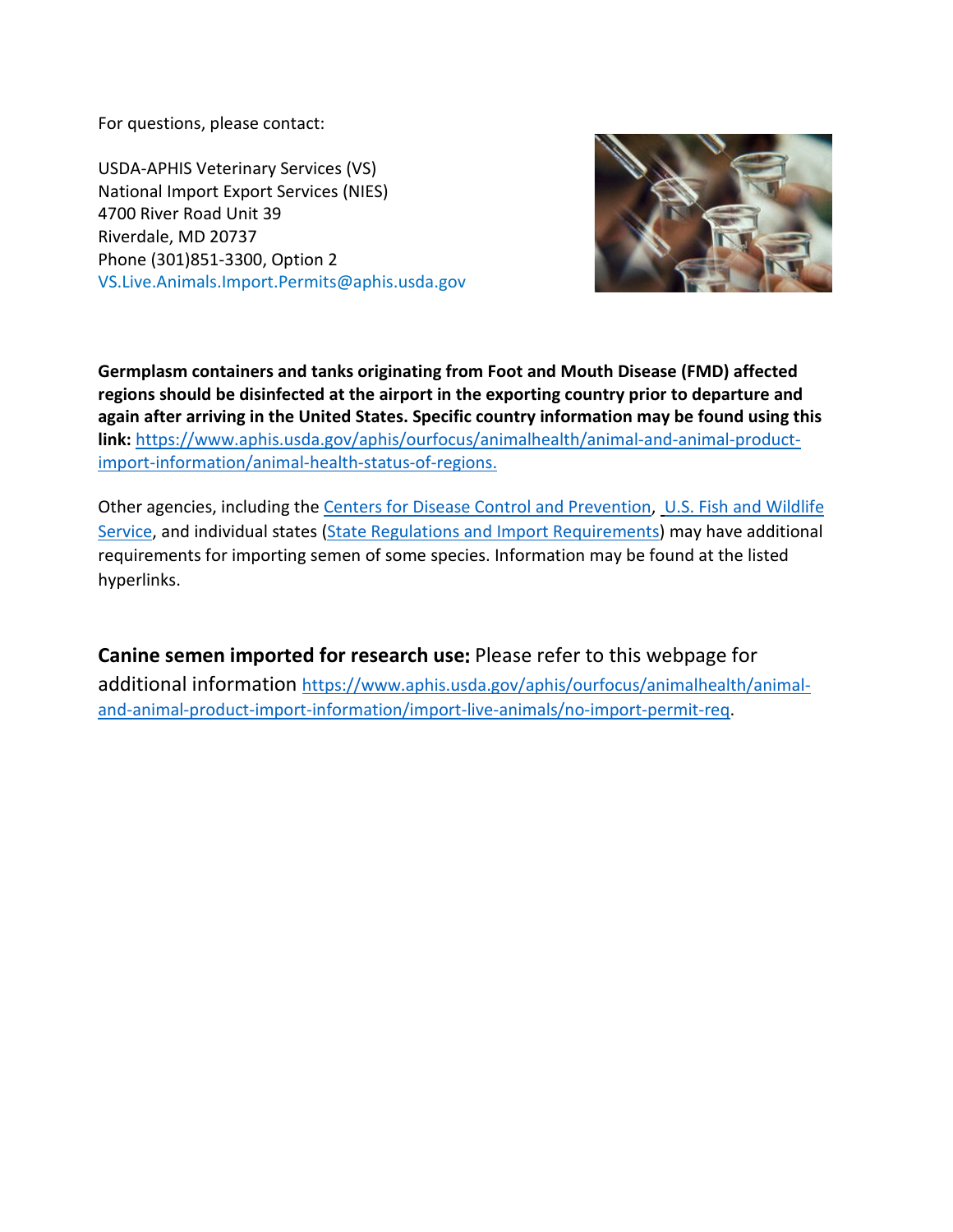For questions, please contact:

USDA-APHIS Veterinary Services (VS)
National Import Export Services (NIES)
4700 River Road Unit 39
Riverdale, MD 20737
Phone (301)851-3300, Option 2
VS.Live.Animals.Import.Permits@aphis.usda.gov

**Germplasm containers and tanks originating from Foot and Mouth Disease (FMD) affected regions should be disinfected at the airport in the exporting country prior to departure and again after arriving in the United States. Specific country information may be found using this link:** https://www.aphis.usda.gov/aphis/ourfocus/animalhealth/animal-and-animal-product-import-information/animal-health-status-of-regions.

Other agencies, including the Centers for Disease Control and Prevention, U.S. Fish and Wildlife Service, and individual states (State Regulations and Import Requirements) may have additional requirements for importing semen of some species. Information may be found at the listed hyperlinks.

**Canine semen imported for research use:** Please refer to this webpage for additional information https://www.aphis.usda.gov/aphis/ourfocus/animalhealth/animal-and-animal-product-import-information/import-live-animals/no-import-permit-req.